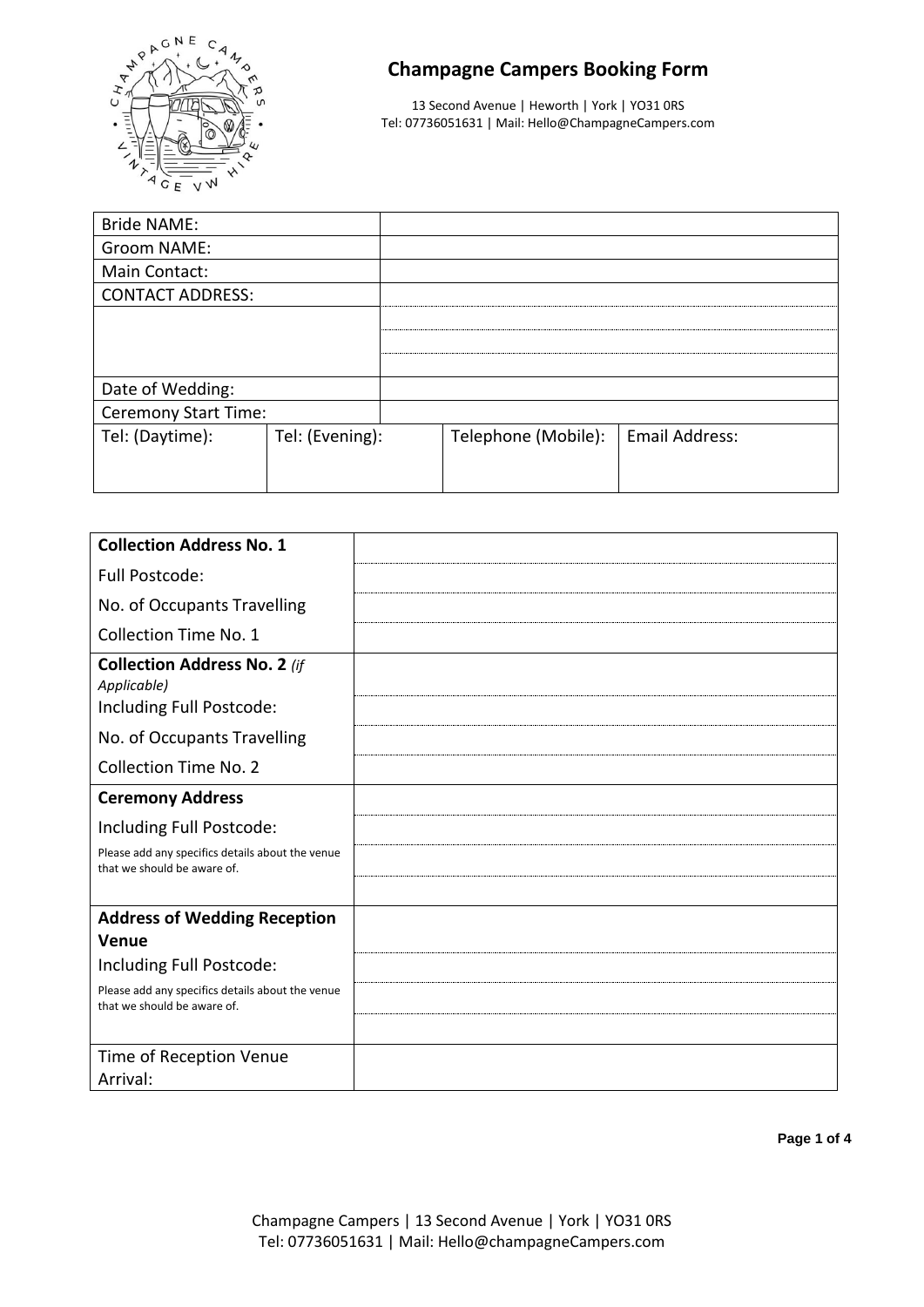# Champagne Campers Booking Form

13 Second Avenue | Heworth | York | YO31 0RS
Tel: 07736051631 | Mail: Hello@ChampagneCampers.com

| Bride NAME: | | | |
|---|---|---|---|
| Groom NAME: | | | |
| Main Contact: | | | |
| CONTACT ADDRESS: | | | |
| | | | |
| Date of Wedding: | | | |
| Ceremony Start Time: | | | |
| Tel: (Daytime): | Tel: (Evening): | Telephone (Mobile): | Email Address: |

| | |
|---|---|
| **Collection Address No. 1** | |
| Full Postcode: | |
| No. of Occupants Travelling | |
| Collection Time No. 1 | |
| **Collection Address No. 2** *(if Applicable)* | |
| Including Full Postcode: | |
| No. of Occupants Travelling | |
| Collection Time No. 2 | |
| **Ceremony Address** | |
| Including Full Postcode: | |
| Please add any specifics details about the venue that we should be aware of. | |
| **Address of Wedding Reception Venue** | |
| Including Full Postcode: | |
| Please add any specifics details about the venue that we should be aware of. | |
| Time of Reception Venue Arrival: | |

Champagne Campers | 13 Second Avenue | York | YO31 0RS
Tel: 07736051631 | Mail: Hello@champagneCampers.com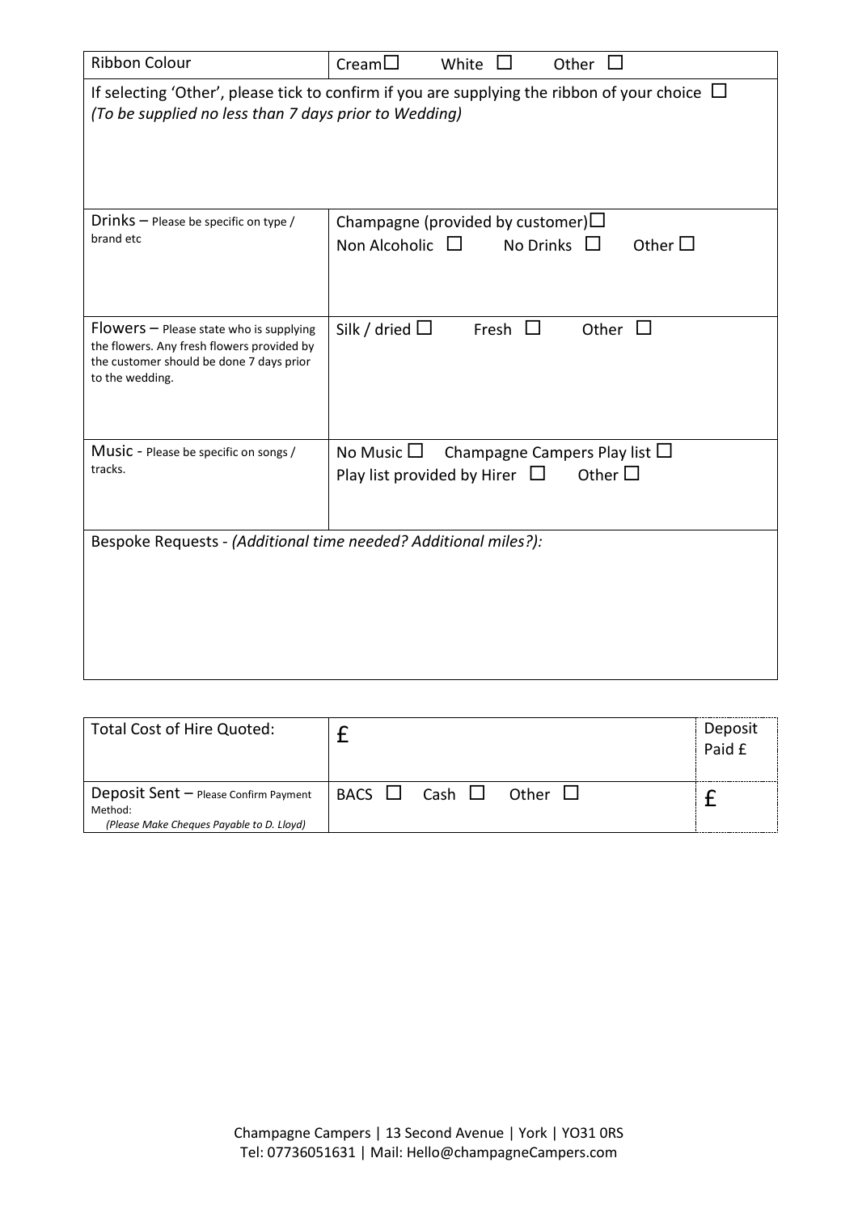| Ribbon Colour | Cream ☐ White ☐ Other ☐ |
|---|---|
| If selecting 'Other', please tick to confirm if you are supplying the ribbon of your choice ☐ *(To be supplied no less than 7 days prior to Wedding)* | |
| Drinks – Please be specific on type / brand etc | Champagne (provided by customer) ☐ Non Alcoholic ☐ No Drinks ☐ Other ☐ |
| Flowers – Please state who is supplying the flowers. Any fresh flowers provided by the customer should be done 7 days prior to the wedding. | Silk / dried ☐ Fresh ☐ Other ☐ |
| Music - Please be specific on songs / tracks. | No Music ☐ Champagne Campers Play list ☐ Play list provided by Hirer ☐ Other ☐ |
| Bespoke Requests - *(Additional time needed? Additional miles?):* | |

| Total Cost of Hire Quoted: | £ | Deposit Paid £ |
|---|---|---|
| Deposit Sent – Please Confirm Payment Method: *(Please Make Cheques Payable to D. Lloyd)* | BACS ☐ Cash ☐ Other ☐ | £ |

Champagne Campers | 13 Second Avenue | York | YO31 0RS
Tel: 07736051631 | Mail: Hello@champagneCampers.com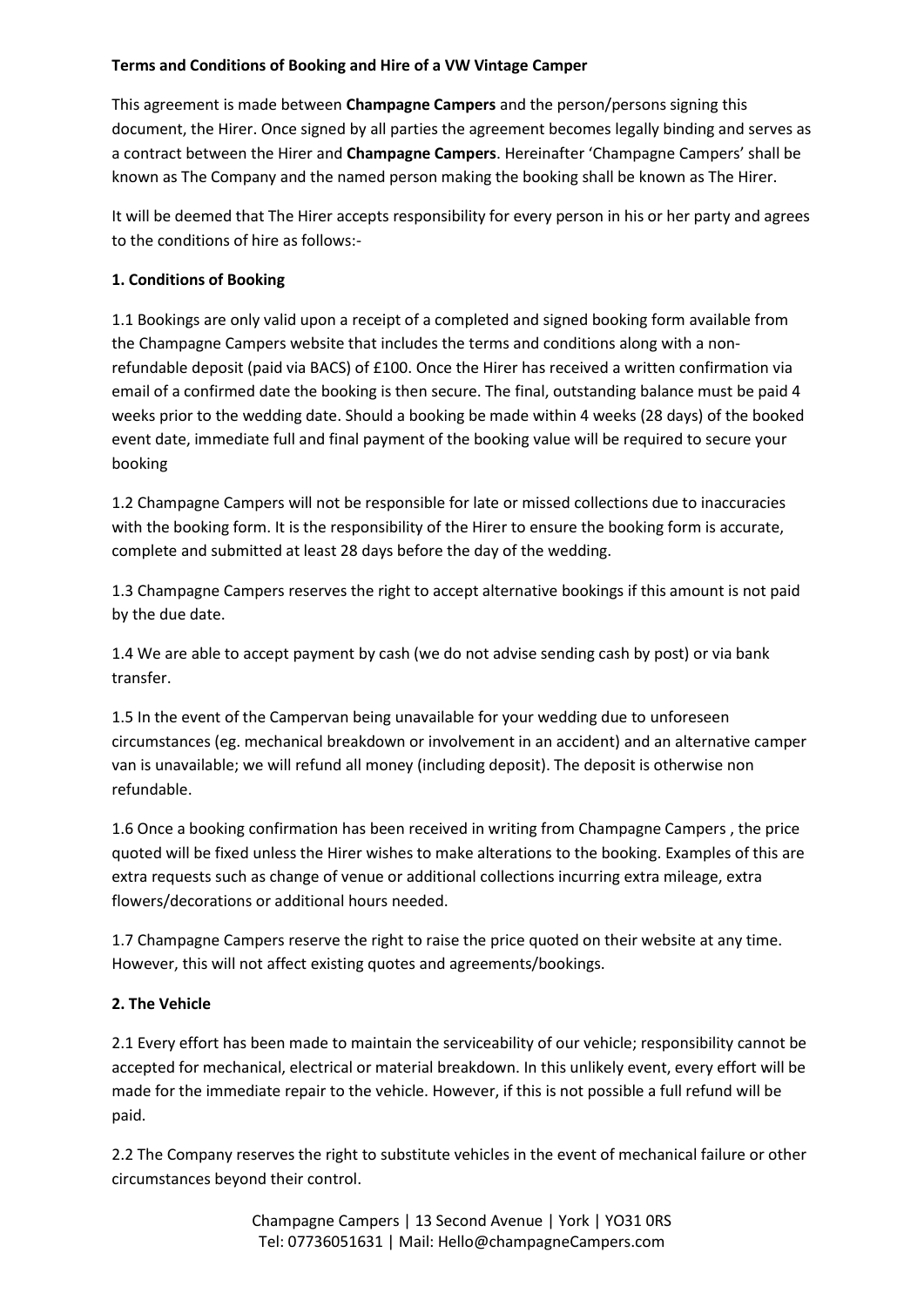**Terms and Conditions of Booking and Hire of a VW Vintage Camper**

This agreement is made between **Champagne Campers** and the person/persons signing this document, the Hirer. Once signed by all parties the agreement becomes legally binding and serves as a contract between the Hirer and **Champagne Campers**. Hereinafter 'Champagne Campers' shall be known as The Company and the named person making the booking shall be known as The Hirer.

It will be deemed that The Hirer accepts responsibility for every person in his or her party and agrees to the conditions of hire as follows:-

**1. Conditions of Booking**

1.1 Bookings are only valid upon a receipt of a completed and signed booking form available from the Champagne Campers website that includes the terms and conditions along with a non-refundable deposit (paid via BACS) of £100. Once the Hirer has received a written confirmation via email of a confirmed date the booking is then secure. The final, outstanding balance must be paid 4 weeks prior to the wedding date. Should a booking be made within 4 weeks (28 days) of the booked event date, immediate full and final payment of the booking value will be required to secure your booking

1.2 Champagne Campers will not be responsible for late or missed collections due to inaccuracies with the booking form. It is the responsibility of the Hirer to ensure the booking form is accurate, complete and submitted at least 28 days before the day of the wedding.

1.3 Champagne Campers reserves the right to accept alternative bookings if this amount is not paid by the due date.

1.4 We are able to accept payment by cash (we do not advise sending cash by post) or via bank transfer.

1.5 In the event of the Campervan being unavailable for your wedding due to unforeseen circumstances (eg. mechanical breakdown or involvement in an accident) and an alternative camper van is unavailable; we will refund all money (including deposit). The deposit is otherwise non refundable.

1.6 Once a booking confirmation has been received in writing from Champagne Campers , the price quoted will be fixed unless the Hirer wishes to make alterations to the booking. Examples of this are extra requests such as change of venue or additional collections incurring extra mileage, extra flowers/decorations or additional hours needed.

1.7 Champagne Campers reserve the right to raise the price quoted on their website at any time. However, this will not affect existing quotes and agreements/bookings.

**2. The Vehicle**

2.1 Every effort has been made to maintain the serviceability of our vehicle; responsibility cannot be accepted for mechanical, electrical or material breakdown. In this unlikely event, every effort will be made for the immediate repair to the vehicle. However, if this is not possible a full refund will be paid.

2.2 The Company reserves the right to substitute vehicles in the event of mechanical failure or other circumstances beyond their control.

Champagne Campers | 13 Second Avenue | York | YO31 0RS
Tel: 07736051631 | Mail: Hello@champagneCampers.com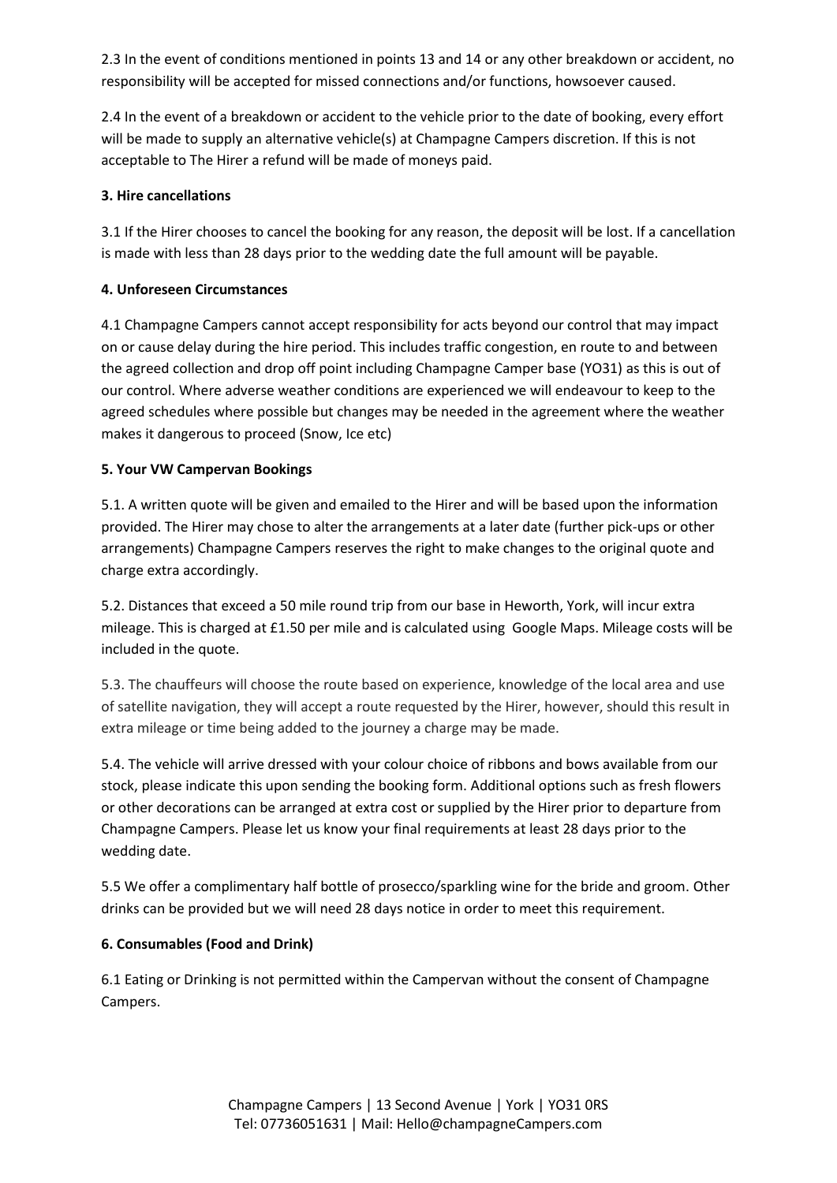2.3 In the event of conditions mentioned in points 13 and 14 or any other breakdown or accident, no responsibility will be accepted for missed connections and/or functions, howsoever caused.

2.4 In the event of a breakdown or accident to the vehicle prior to the date of booking, every effort will be made to supply an alternative vehicle(s) at Champagne Campers discretion. If this is not acceptable to The Hirer a refund will be made of moneys paid.

**3. Hire cancellations**

3.1 If the Hirer chooses to cancel the booking for any reason, the deposit will be lost. If a cancellation is made with less than 28 days prior to the wedding date the full amount will be payable.

**4. Unforeseen Circumstances**

4.1 Champagne Campers cannot accept responsibility for acts beyond our control that may impact on or cause delay during the hire period. This includes traffic congestion, en route to and between the agreed collection and drop off point including Champagne Camper base (YO31) as this is out of our control. Where adverse weather conditions are experienced we will endeavour to keep to the agreed schedules where possible but changes may be needed in the agreement where the weather makes it dangerous to proceed (Snow, Ice etc)

**5. Your VW Campervan Bookings**

5.1. A written quote will be given and emailed to the Hirer and will be based upon the information provided. The Hirer may chose to alter the arrangements at a later date (further pick-ups or other arrangements) Champagne Campers reserves the right to make changes to the original quote and charge extra accordingly.

5.2. Distances that exceed a 50 mile round trip from our base in Heworth, York, will incur extra mileage. This is charged at £1.50 per mile and is calculated using Google Maps. Mileage costs will be included in the quote.

5.3. The chauffeurs will choose the route based on experience, knowledge of the local area and use of satellite navigation, they will accept a route requested by the Hirer, however, should this result in extra mileage or time being added to the journey a charge may be made.

5.4. The vehicle will arrive dressed with your colour choice of ribbons and bows available from our stock, please indicate this upon sending the booking form. Additional options such as fresh flowers or other decorations can be arranged at extra cost or supplied by the Hirer prior to departure from Champagne Campers. Please let us know your final requirements at least 28 days prior to the wedding date.

5.5 We offer a complimentary half bottle of prosecco/sparkling wine for the bride and groom. Other drinks can be provided but we will need 28 days notice in order to meet this requirement.

**6. Consumables (Food and Drink)**

6.1 Eating or Drinking is not permitted within the Campervan without the consent of Champagne Campers.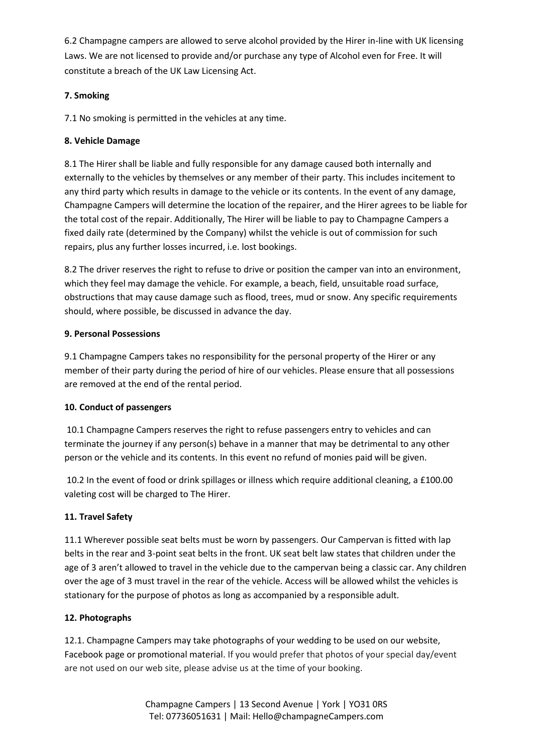6.2 Champagne campers are allowed to serve alcohol provided by the Hirer in-line with UK licensing Laws. We are not licensed to provide and/or purchase any type of Alcohol even for Free. It will constitute a breach of the UK Law Licensing Act.

**7. Smoking**

7.1 No smoking is permitted in the vehicles at any time.

**8. Vehicle Damage**

8.1 The Hirer shall be liable and fully responsible for any damage caused both internally and externally to the vehicles by themselves or any member of their party. This includes incitement to any third party which results in damage to the vehicle or its contents. In the event of any damage, Champagne Campers will determine the location of the repairer, and the Hirer agrees to be liable for the total cost of the repair. Additionally, The Hirer will be liable to pay to Champagne Campers a fixed daily rate (determined by the Company) whilst the vehicle is out of commission for such repairs, plus any further losses incurred, i.e. lost bookings.

8.2 The driver reserves the right to refuse to drive or position the camper van into an environment, which they feel may damage the vehicle. For example, a beach, field, unsuitable road surface, obstructions that may cause damage such as flood, trees, mud or snow. Any specific requirements should, where possible, be discussed in advance the day.

**9. Personal Possessions**

9.1 Champagne Campers takes no responsibility for the personal property of the Hirer or any member of their party during the period of hire of our vehicles. Please ensure that all possessions are removed at the end of the rental period.

**10. Conduct of passengers**

10.1 Champagne Campers reserves the right to refuse passengers entry to vehicles and can terminate the journey if any person(s) behave in a manner that may be detrimental to any other person or the vehicle and its contents. In this event no refund of monies paid will be given.

10.2 In the event of food or drink spillages or illness which require additional cleaning, a £100.00 valeting cost will be charged to The Hirer.

**11. Travel Safety**

11.1 Wherever possible seat belts must be worn by passengers. Our Campervan is fitted with lap belts in the rear and 3-point seat belts in the front. UK seat belt law states that children under the age of 3 aren't allowed to travel in the vehicle due to the campervan being a classic car. Any children over the age of 3 must travel in the rear of the vehicle. Access will be allowed whilst the vehicles is stationary for the purpose of photos as long as accompanied by a responsible adult.

**12. Photographs**

12.1. Champagne Campers may take photographs of your wedding to be used on our website, Facebook page or promotional material. If you would prefer that photos of your special day/event are not used on our web site, please advise us at the time of your booking.

Champagne Campers | 13 Second Avenue | York | YO31 0RS
Tel: 07736051631 | Mail: Hello@champagneCampers.com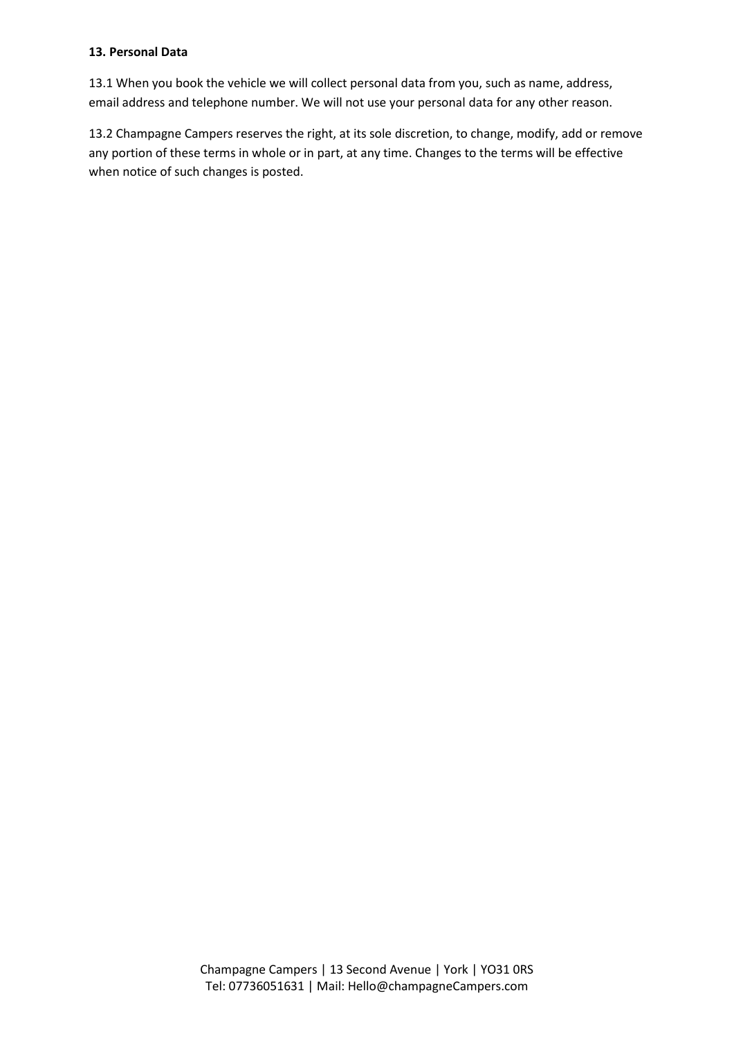**13. Personal Data**

13.1 When you book the vehicle we will collect personal data from you, such as name, address, email address and telephone number. We will not use your personal data for any other reason.

13.2 Champagne Campers reserves the right, at its sole discretion, to change, modify, add or remove any portion of these terms in whole or in part, at any time. Changes to the terms will be effective when notice of such changes is posted.